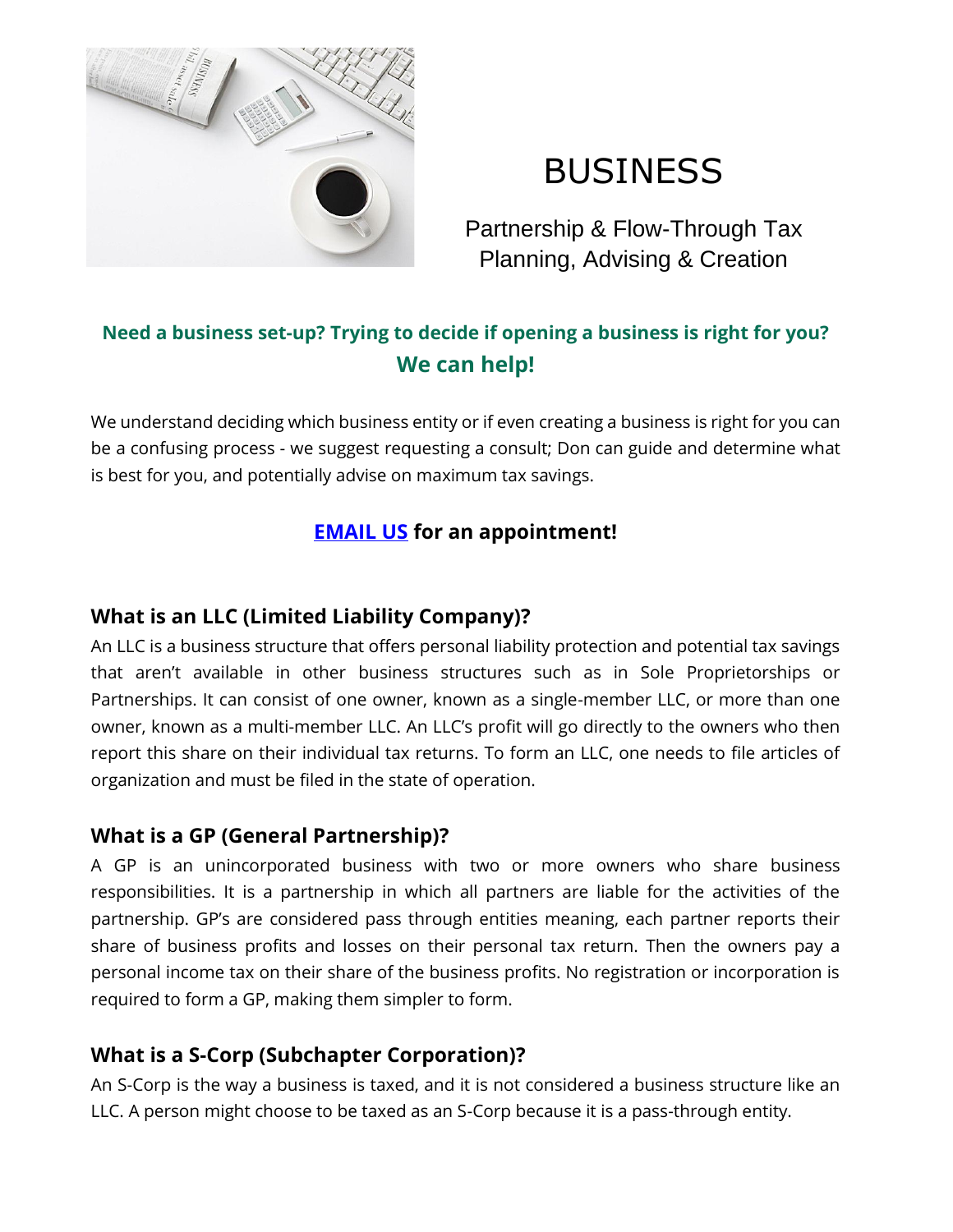# BUSINESS

Partnership & Flow-Through Tax Planning, Advising & Creation

**Need a business set-up? Trying to decide if opening a business is right for you?**

**We can help!**

We understand deciding which business entity or if even creating a business is right for you can be a confusing process - we suggest requesting a consult; Don can guide and determine what is best for you, and potentially advise on maximum tax savings.

**EMAIL US for an appointment!**

## What is an LLC (Limited Liability Company)?

An LLC is a business structure that offers personal liability protection and potential tax savings that aren't available in other business structures such as in Sole Proprietorships or Partnerships. It can consist of one owner, known as a single-member LLC, or more than one owner, known as a multi-member LLC. An LLC's profit will go directly to the owners who then report this share on their individual tax returns. To form an LLC, one needs to file articles of organization and must be filed in the state of operation.

## What is a GP (General Partnership)?

A GP is an unincorporated business with two or more owners who share business responsibilities. It is a partnership in which all partners are liable for the activities of the partnership. GP's are considered pass through entities meaning, each partner reports their share of business profits and losses on their personal tax return. Then the owners pay a personal income tax on their share of the business profits. No registration or incorporation is required to form a GP, making them simpler to form.

## What is a S-Corp (Subchapter Corporation)?

An S-Corp is the way a business is taxed, and it is not considered a business structure like an LLC. A person might choose to be taxed as an S-Corp because it is a pass-through entity.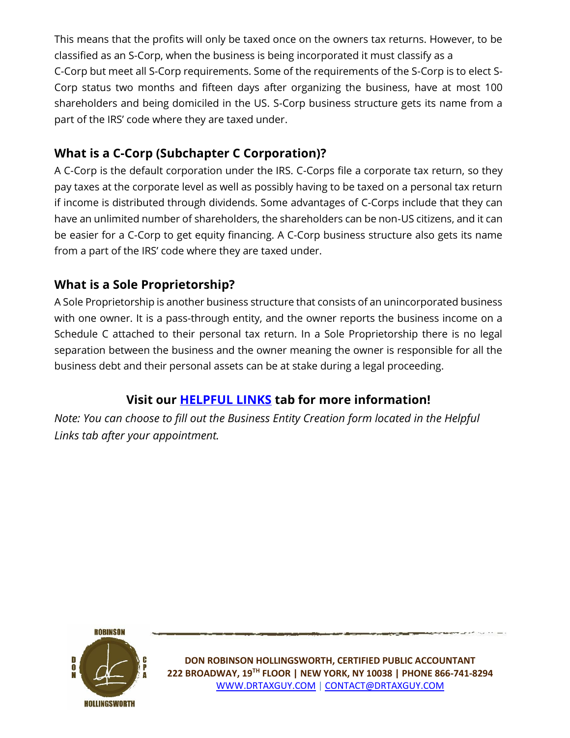This means that the profits will only be taxed once on the owners tax returns. However, to be classified as an S-Corp, when the business is being incorporated it must classify as a C-Corp but meet all S-Corp requirements. Some of the requirements of the S-Corp is to elect S-Corp status two months and fifteen days after organizing the business, have at most 100 shareholders and being domiciled in the US. S-Corp business structure gets its name from a part of the IRS' code where they are taxed under.

### What is a C-Corp (Subchapter C Corporation)?

A C-Corp is the default corporation under the IRS. C-Corps file a corporate tax return, so they pay taxes at the corporate level as well as possibly having to be taxed on a personal tax return if income is distributed through dividends. Some advantages of C-Corps include that they can have an unlimited number of shareholders, the shareholders can be non-US citizens, and it can be easier for a C-Corp to get equity financing. A C-Corp business structure also gets its name from a part of the IRS' code where they are taxed under.

### What is a Sole Proprietorship?

A Sole Proprietorship is another business structure that consists of an unincorporated business with one owner. It is a pass-through entity, and the owner reports the business income on a Schedule C attached to their personal tax return. In a Sole Proprietorship there is no legal separation between the business and the owner meaning the owner is responsible for all the business debt and their personal assets can be at stake during a legal proceeding.

**Visit our HELPFUL LINKS tab for more information!**

*Note: You can choose to fill out the Business Entity Creation form located in the Helpful Links tab after your appointment.*

**DON ROBINSON HOLLINGSWORTH, CERTIFIED PUBLIC ACCOUNTANT**
**222 BROADWAY, 19TH FLOOR | NEW YORK, NY 10038 | PHONE 866-741-8294**
WWW.DRTAXGUY.COM | CONTACT@DRTAXGUY.COM